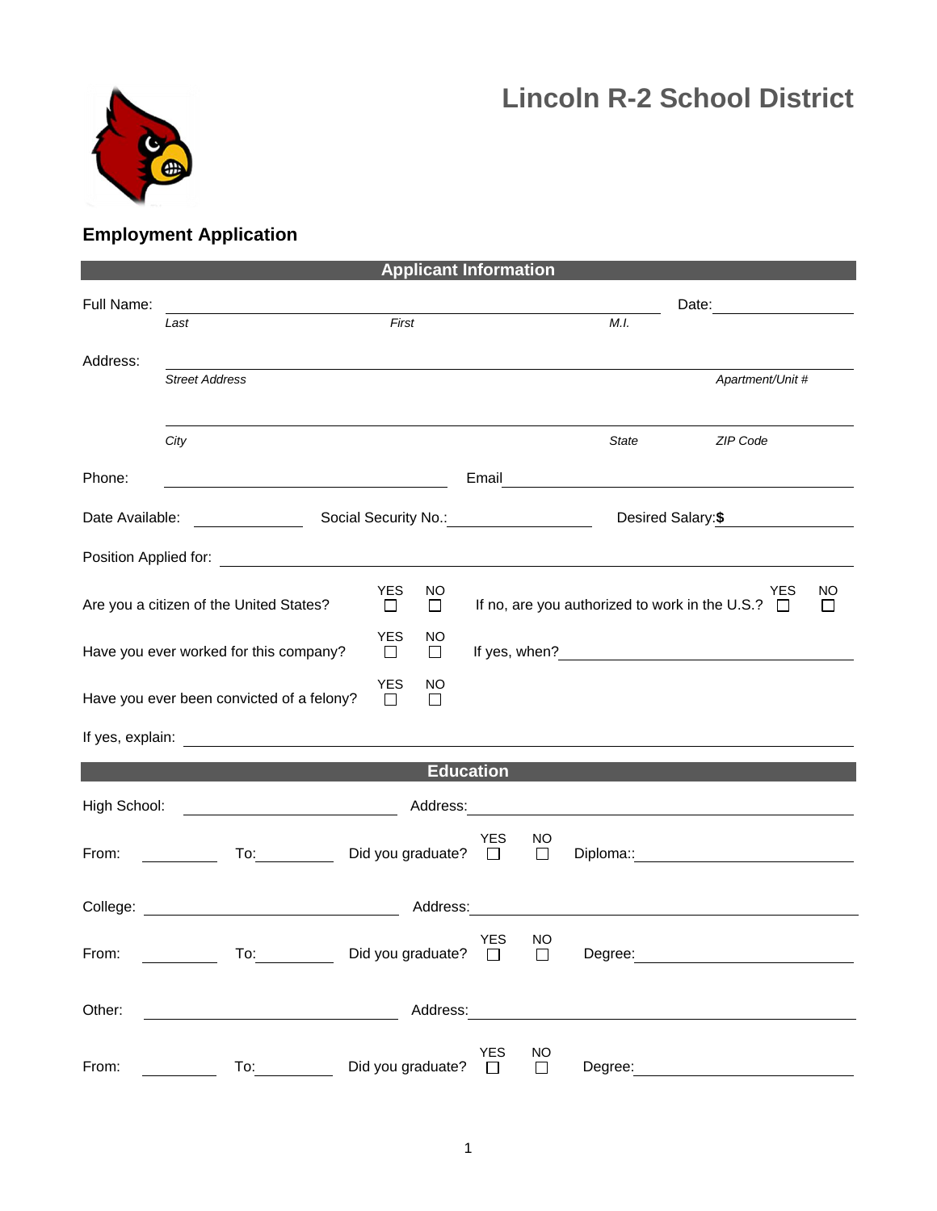# Lincoln R-2 School District

## Employment Application

### Applicant Information

Full Name: ______________________________________________ Date: ______________

*Last* *First* *M.I.*

Address: ______________________________________________

*Street Address* *Apartment/Unit #*

______________________________________________

*City* *State* *ZIP Code*

Phone: ______________________ Email ______________________

Date Available: __________ Social Security No.: ______________ Desired Salary: **$** __________

Position Applied for: ______________________________________________

Are you a citizen of the United States? YES ☐ NO ☐ If no, are you authorized to work in the U.S.? YES ☐ NO ☐

Have you ever worked for this company? YES ☐ NO ☐ If yes, when? ______________________

Have you ever been convicted of a felony? YES ☐ NO ☐

If yes, explain: ______________________________________________

### Education

High School: ______________________ Address: ______________________

From: __________ To: __________ Did you graduate? YES ☐ NO ☐ Diploma:: ______________________

College: ______________________ Address: ______________________

From: __________ To: __________ Did you graduate? YES ☐ NO ☐ Degree: ______________________

Other: ______________________ Address: ______________________

From: __________ To: __________ Did you graduate? YES ☐ NO ☐ Degree: ______________________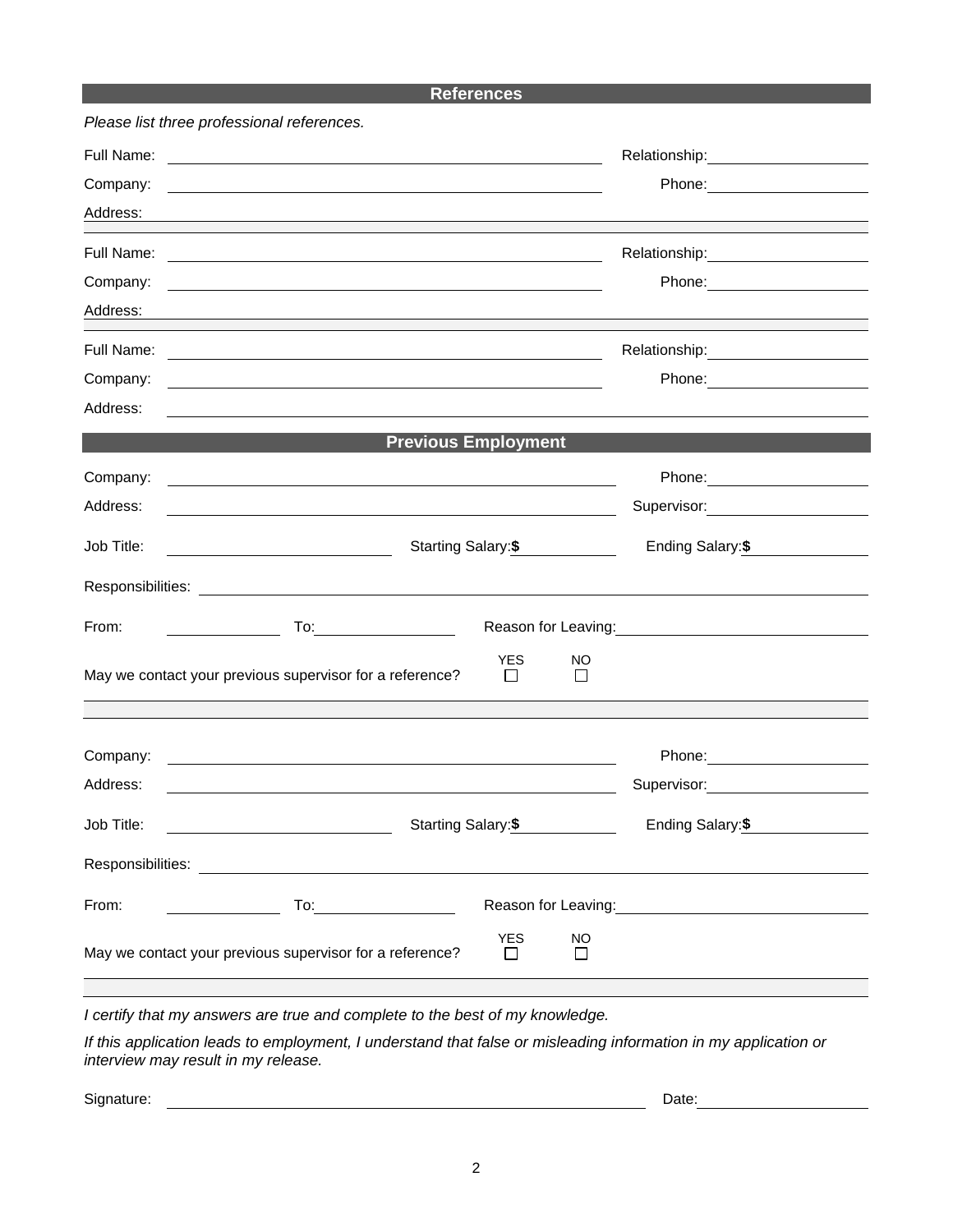## References

*Please list three professional references.*

Full Name: ______________________ Relationship: ______________

Company: ______________________ Phone: ______________

Address: ______________________

Full Name: ______________________ Relationship: ______________

Company: ______________________ Phone: ______________

Address: ______________________

Full Name: ______________________ Relationship: ______________

Company: ______________________ Phone: ______________

Address: ______________________

## Previous Employment

Company: ______________________ Phone: ______________

Address: ______________________ Supervisor: ______________

Job Title: ______________ Starting Salary: **$** ______________ Ending Salary: **$** ______________

Responsibilities: ______________________

From: ______________ To: ______________ Reason for Leaving: ______________

May we contact your previous supervisor for a reference? YES ☐ NO ☐

Company: ______________________ Phone: ______________

Address: ______________________ Supervisor: ______________

Job Title: ______________ Starting Salary: **$** ______________ Ending Salary: **$** ______________

Responsibilities: ______________________

From: ______________ To: ______________ Reason for Leaving: ______________

May we contact your previous supervisor for a reference? YES ☐ NO ☐

*I certify that my answers are true and complete to the best of my knowledge.*

*If this application leads to employment, I understand that false or misleading information in my application or interview may result in my release.*

Signature: ______________________ Date: ______________